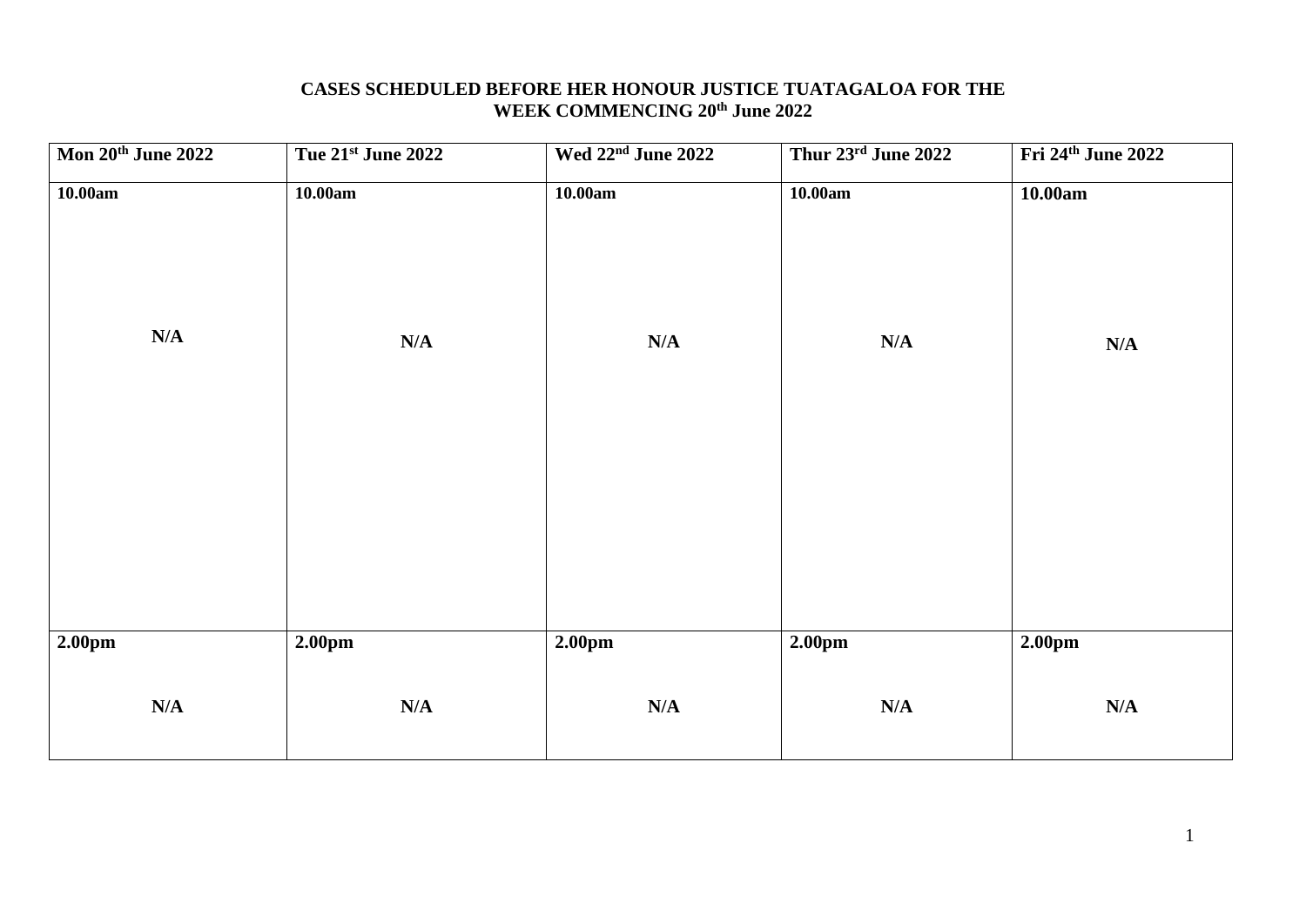**CASES SCHEDULED BEFORE HER HONOUR JUSTICE TUATAGALOA FOR THE WEEK COMMENCING 20th June 2022**

| Mon 20th June 2022 | Tue 21st June 2022 | Wed 22nd June 2022 | Thur 23rd June 2022 | Fri 24th June 2022 |
|---|---|---|---|---|
| **10.00am**<br><br>**N/A** | **10.00am**<br><br>**N/A** | **10.00am**<br><br>**N/A** | **10.00am**<br><br>**N/A** | **10.00am**<br><br>**N/A** |
| **2.00pm**<br><br>**N/A** | **2.00pm**<br><br>**N/A** | **2.00pm**<br><br>**N/A** | **2.00pm**<br><br>**N/A** | **2.00pm**<br><br>**N/A** |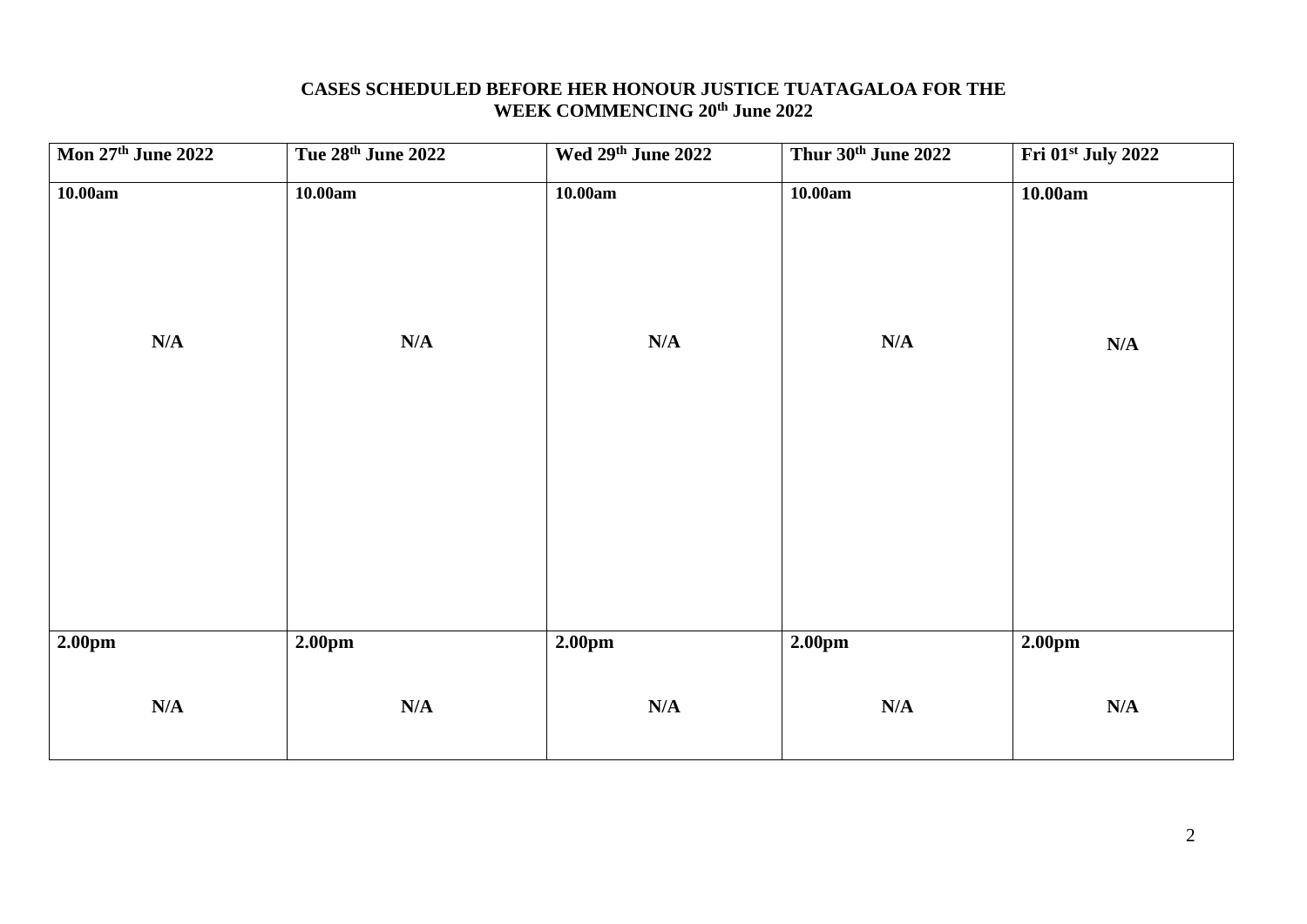**CASES SCHEDULED BEFORE HER HONOUR JUSTICE TUATAGALOA FOR THE WEEK COMMENCING 20th June 2022**

| Mon 27th June 2022 | Tue 28th June 2022 | Wed 29th June 2022 | Thur 30th June 2022 | Fri 01st July 2022 |
|---|---|---|---|---|
| **10.00am** N/A | **10.00am** N/A | **10.00am** N/A | **10.00am** N/A | **10.00am** N/A |
| **2.00pm** N/A | **2.00pm** N/A | **2.00pm** N/A | **2.00pm** N/A | **2.00pm** N/A |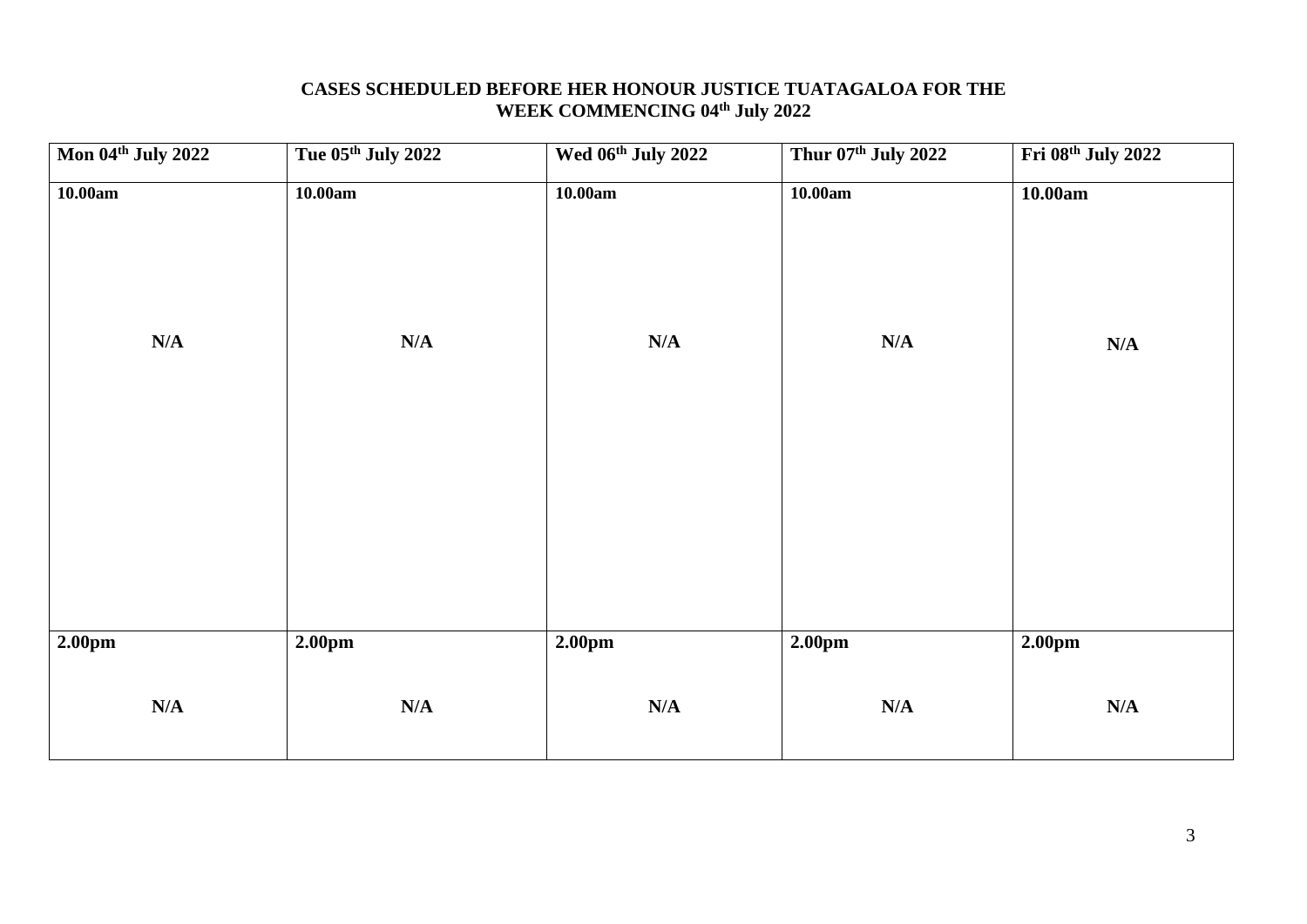**CASES SCHEDULED BEFORE HER HONOUR JUSTICE TUATAGALOA FOR THE WEEK COMMENCING 04th July 2022**

| Mon 04th July 2022 | Tue 05th July 2022 | Wed 06th July 2022 | Thur 07th July 2022 | Fri 08th July 2022 |
|---|---|---|---|---|
| **10.00am**<br><br>**N/A** | **10.00am**<br><br>**N/A** | **10.00am**<br><br>**N/A** | **10.00am**<br><br>**N/A** | **10.00am**<br><br>**N/A** |
| **2.00pm**<br><br>**N/A** | **2.00pm**<br><br>**N/A** | **2.00pm**<br><br>**N/A** | **2.00pm**<br><br>**N/A** | **2.00pm**<br><br>**N/A** |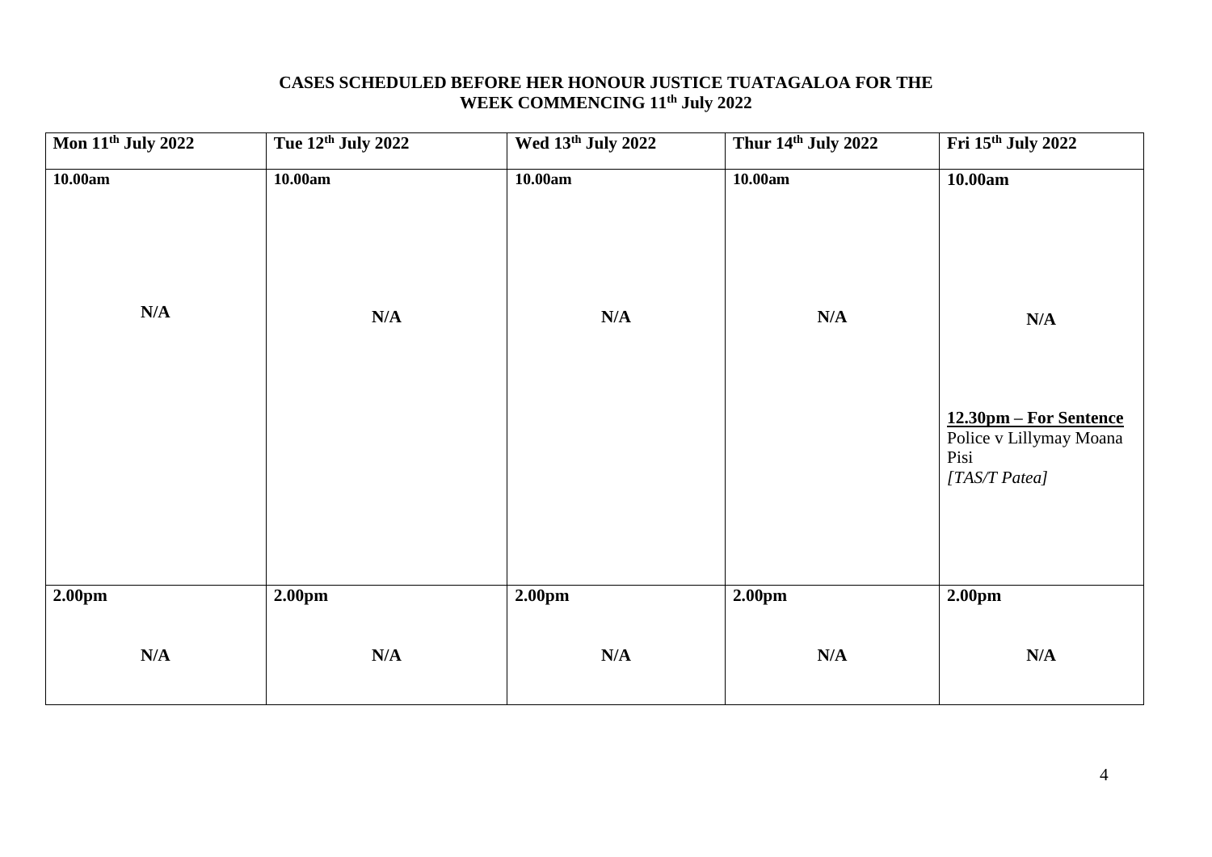**CASES SCHEDULED BEFORE HER HONOUR JUSTICE TUATAGALOA FOR THE WEEK COMMENCING 11th July 2022**

| Mon 11th July 2022 | Tue 12th July 2022 | Wed 13th July 2022 | Thur 14th July 2022 | Fri 15th July 2022 |
|---|---|---|---|---|
| **10.00am**<br><br>**N/A** | **10.00am**<br><br>**N/A** | **10.00am**<br><br>**N/A** | **10.00am**<br><br>**N/A** | **10.00am**<br><br>**N/A**<br><br>**12.30pm – For Sentence**<br>Police v Lillymay Moana Pisi<br>*[TAS/T Patea]* |
| **2.00pm**<br><br>**N/A** | **2.00pm**<br><br>**N/A** | **2.00pm**<br><br>**N/A** | **2.00pm**<br><br>**N/A** | **2.00pm**<br><br>**N/A** |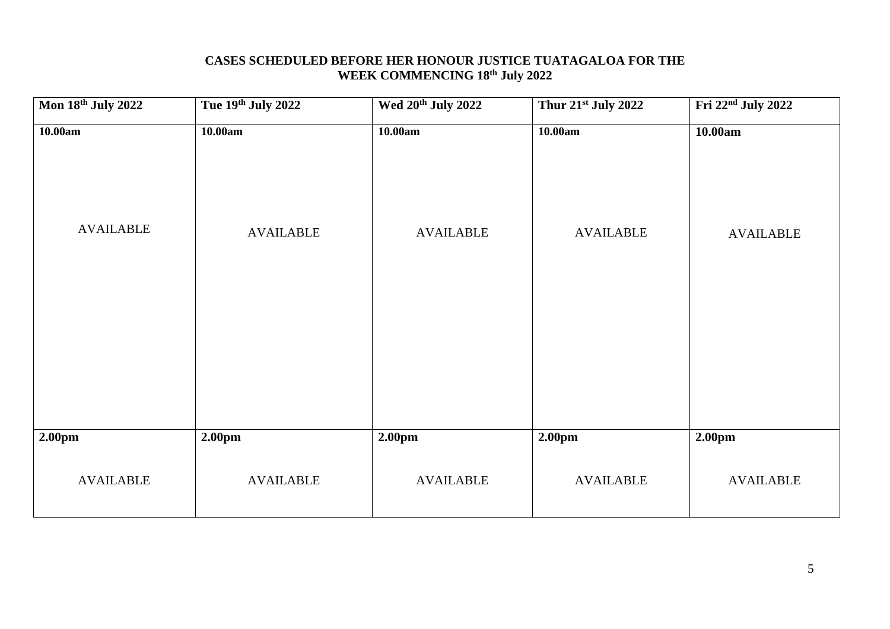**CASES SCHEDULED BEFORE HER HONOUR JUSTICE TUATAGALOA FOR THE WEEK COMMENCING 18th July 2022**

| Mon 18th July 2022 | Tue 19th July 2022 | Wed 20th July 2022 | Thur 21st July 2022 | Fri 22nd July 2022 |
|---|---|---|---|---|
| **10.00am**<br><br>AVAILABLE | **10.00am**<br><br>AVAILABLE | **10.00am**<br><br>AVAILABLE | **10.00am**<br><br>AVAILABLE | **10.00am**<br><br>AVAILABLE |
| **2.00pm**<br><br>AVAILABLE | **2.00pm**<br><br>AVAILABLE | **2.00pm**<br><br>AVAILABLE | **2.00pm**<br><br>AVAILABLE | **2.00pm**<br><br>AVAILABLE |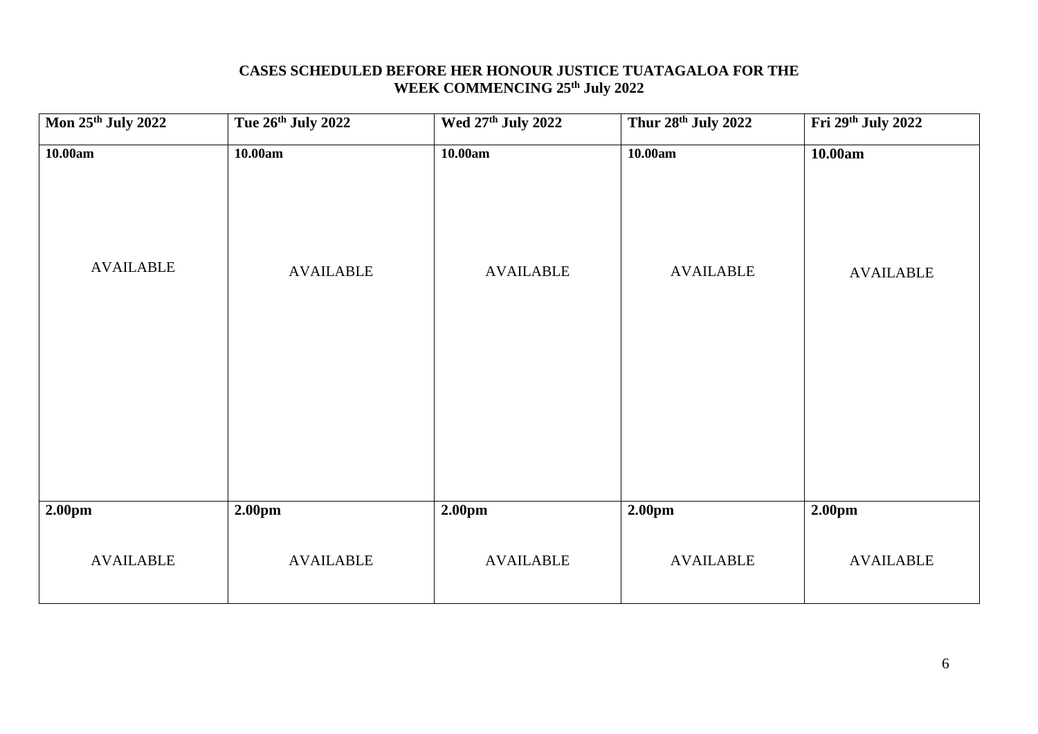**CASES SCHEDULED BEFORE HER HONOUR JUSTICE TUATAGALOA FOR THE WEEK COMMENCING 25th July 2022**

| **Mon 25th July 2022** | **Tue 26th July 2022** | **Wed 27th July 2022** | **Thur 28th July 2022** | **Fri 29th July 2022** |
|---|---|---|---|---|
| **10.00am**<br><br>AVAILABLE | **10.00am**<br><br>AVAILABLE | **10.00am**<br><br>AVAILABLE | **10.00am**<br><br>AVAILABLE | **10.00am**<br><br>AVAILABLE |
| **2.00pm**<br><br>AVAILABLE | **2.00pm**<br><br>AVAILABLE | **2.00pm**<br><br>AVAILABLE | **2.00pm**<br><br>AVAILABLE | **2.00pm**<br><br>AVAILABLE |